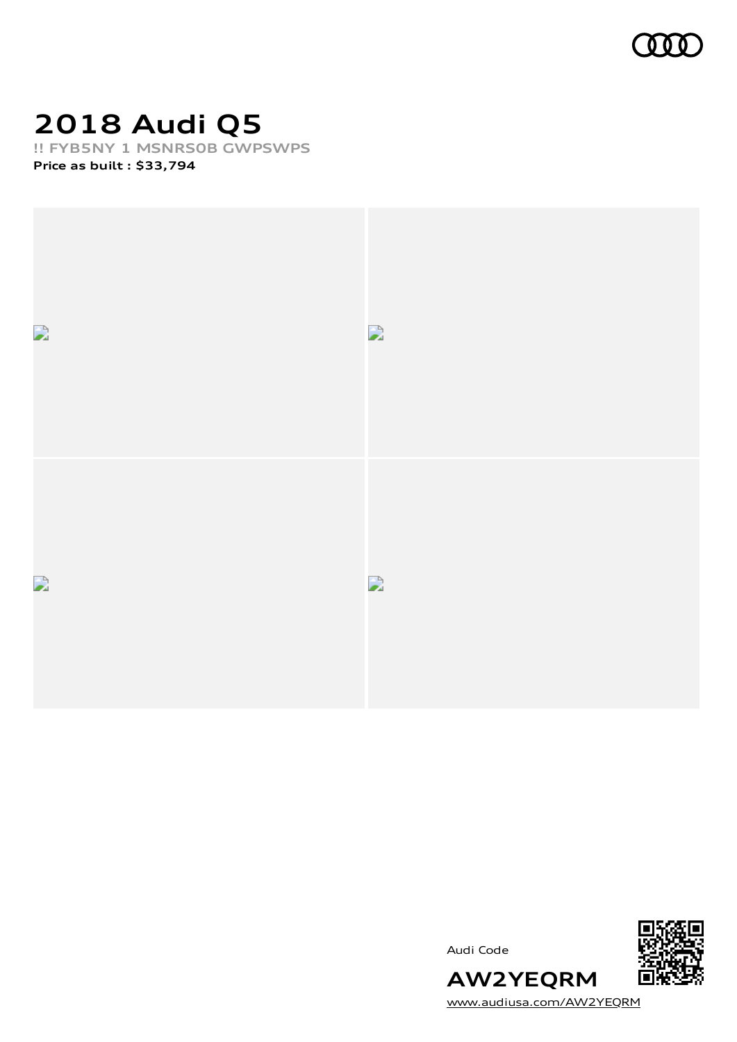# 2018 Audi Q5

!! FYB5NY 1 MSNRS0B GWPSWPS

**Price as built : $33,794**

Audi Code

**AW2YEQRM**

www.audiusa.com/AW2YEQRM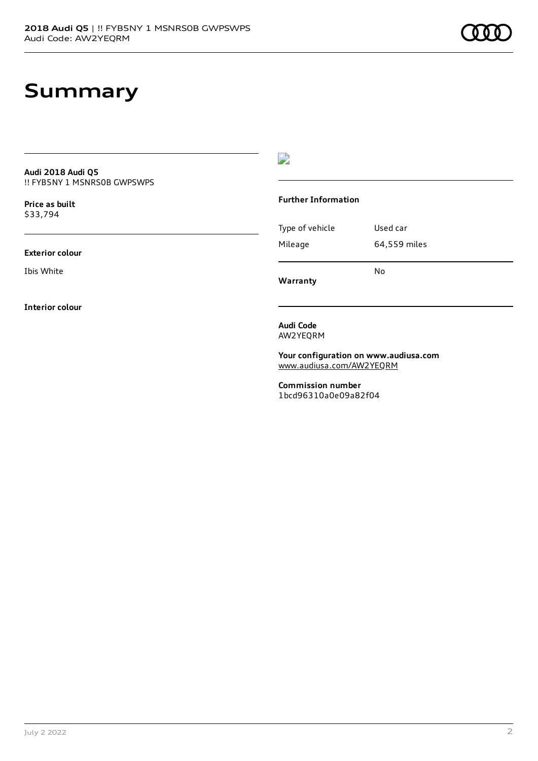# Summary

**Audi 2018 Audi Q5**
!! FYB5NY 1 MSNRS0B GWPSWPS

**Price as built**
$33,794

**Exterior colour**

Ibis White

**Interior colour**

**Further Information**

| Type of vehicle | Used car |
| --- | --- |
| Mileage | 64,559 miles |

**Warranty** No

**Audi Code**
AW2YEQRM

**Your configuration on www.audiusa.com**
www.audiusa.com/AW2YEQRM

**Commission number**
1bcd96310a0e09a82f04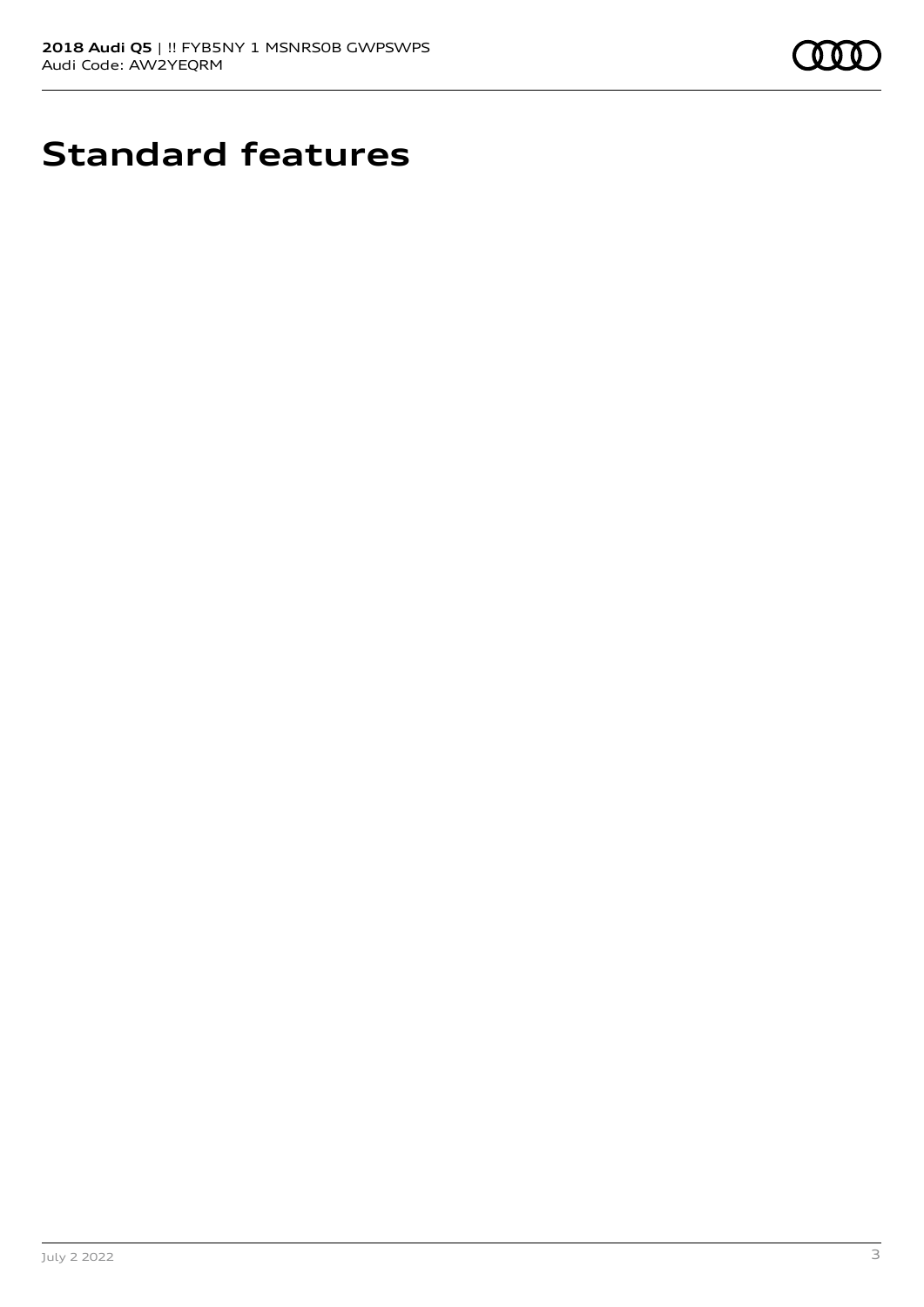# Standard features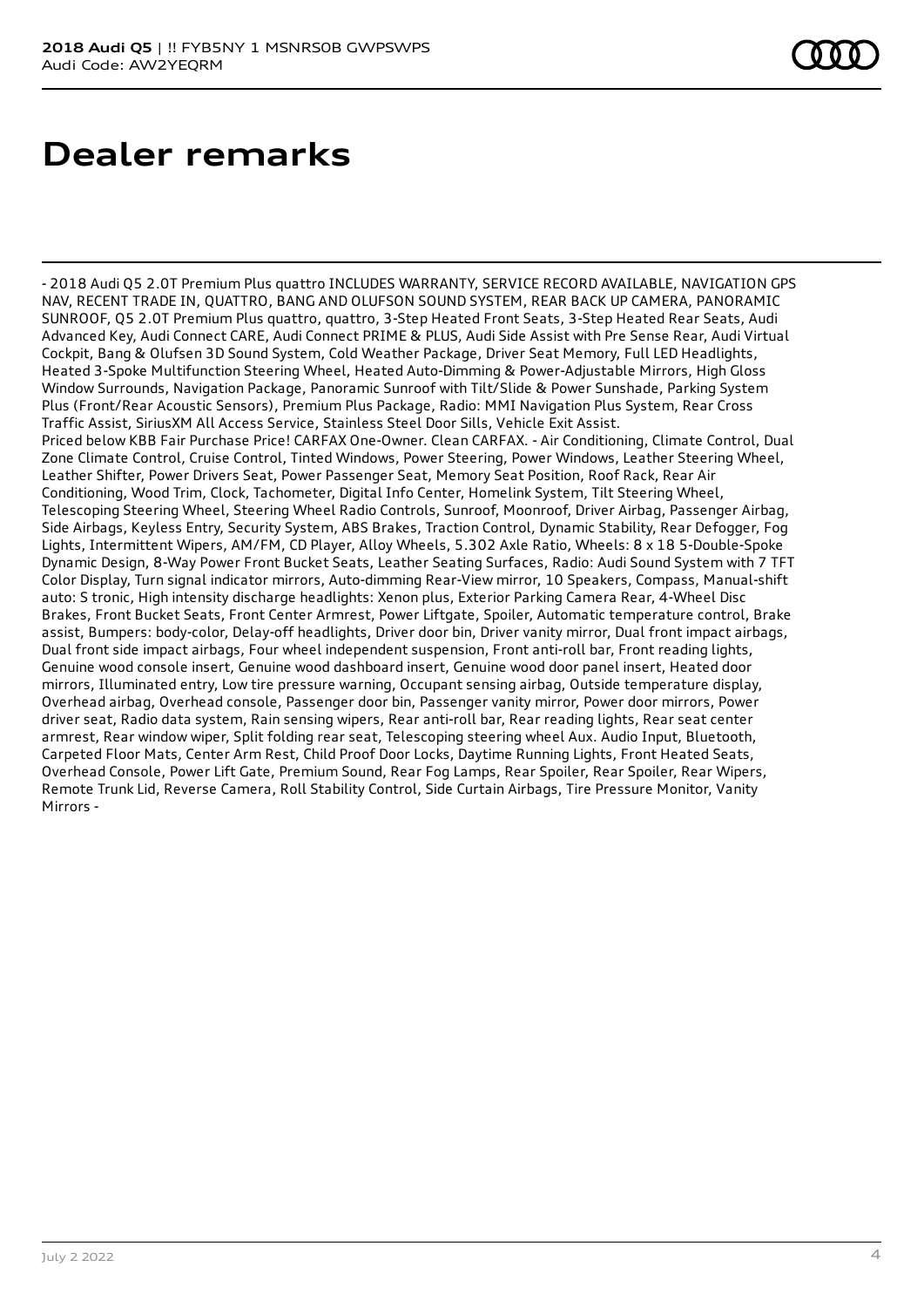# Dealer remarks

- 2018 Audi Q5 2.0T Premium Plus quattro INCLUDES WARRANTY, SERVICE RECORD AVAILABLE, NAVIGATION GPS NAV, RECENT TRADE IN, QUATTRO, BANG AND OLUFSON SOUND SYSTEM, REAR BACK UP CAMERA, PANORAMIC SUNROOF, Q5 2.0T Premium Plus quattro, quattro, 3-Step Heated Front Seats, 3-Step Heated Rear Seats, Audi Advanced Key, Audi Connect CARE, Audi Connect PRIME & PLUS, Audi Side Assist with Pre Sense Rear, Audi Virtual Cockpit, Bang & Olufsen 3D Sound System, Cold Weather Package, Driver Seat Memory, Full LED Headlights, Heated 3-Spoke Multifunction Steering Wheel, Heated Auto-Dimming & Power-Adjustable Mirrors, High Gloss Window Surrounds, Navigation Package, Panoramic Sunroof with Tilt/Slide & Power Sunshade, Parking System Plus (Front/Rear Acoustic Sensors), Premium Plus Package, Radio: MMI Navigation Plus System, Rear Cross Traffic Assist, SiriusXM All Access Service, Stainless Steel Door Sills, Vehicle Exit Assist.
Priced below KBB Fair Purchase Price! CARFAX One-Owner. Clean CARFAX. - Air Conditioning, Climate Control, Dual Zone Climate Control, Cruise Control, Tinted Windows, Power Steering, Power Windows, Leather Steering Wheel, Leather Shifter, Power Drivers Seat, Power Passenger Seat, Memory Seat Position, Roof Rack, Rear Air Conditioning, Wood Trim, Clock, Tachometer, Digital Info Center, Homelink System, Tilt Steering Wheel, Telescoping Steering Wheel, Steering Wheel Radio Controls, Sunroof, Moonroof, Driver Airbag, Passenger Airbag, Side Airbags, Keyless Entry, Security System, ABS Brakes, Traction Control, Dynamic Stability, Rear Defogger, Fog Lights, Intermittent Wipers, AM/FM, CD Player, Alloy Wheels, 5.302 Axle Ratio, Wheels: 8 x 18 5-Double-Spoke Dynamic Design, 8-Way Power Front Bucket Seats, Leather Seating Surfaces, Radio: Audi Sound System with 7 TFT Color Display, Turn signal indicator mirrors, Auto-dimming Rear-View mirror, 10 Speakers, Compass, Manual-shift auto: S tronic, High intensity discharge headlights: Xenon plus, Exterior Parking Camera Rear, 4-Wheel Disc Brakes, Front Bucket Seats, Front Center Armrest, Power Liftgate, Spoiler, Automatic temperature control, Brake assist, Bumpers: body-color, Delay-off headlights, Driver door bin, Driver vanity mirror, Dual front impact airbags, Dual front side impact airbags, Four wheel independent suspension, Front anti-roll bar, Front reading lights, Genuine wood console insert, Genuine wood dashboard insert, Genuine wood door panel insert, Heated door mirrors, Illuminated entry, Low tire pressure warning, Occupant sensing airbag, Outside temperature display, Overhead airbag, Overhead console, Passenger door bin, Passenger vanity mirror, Power door mirrors, Power driver seat, Radio data system, Rain sensing wipers, Rear anti-roll bar, Rear reading lights, Rear seat center armrest, Rear window wiper, Split folding rear seat, Telescoping steering wheel Aux. Audio Input, Bluetooth, Carpeted Floor Mats, Center Arm Rest, Child Proof Door Locks, Daytime Running Lights, Front Heated Seats, Overhead Console, Power Lift Gate, Premium Sound, Rear Fog Lamps, Rear Spoiler, Rear Spoiler, Rear Wipers, Remote Trunk Lid, Reverse Camera, Roll Stability Control, Side Curtain Airbags, Tire Pressure Monitor, Vanity Mirrors -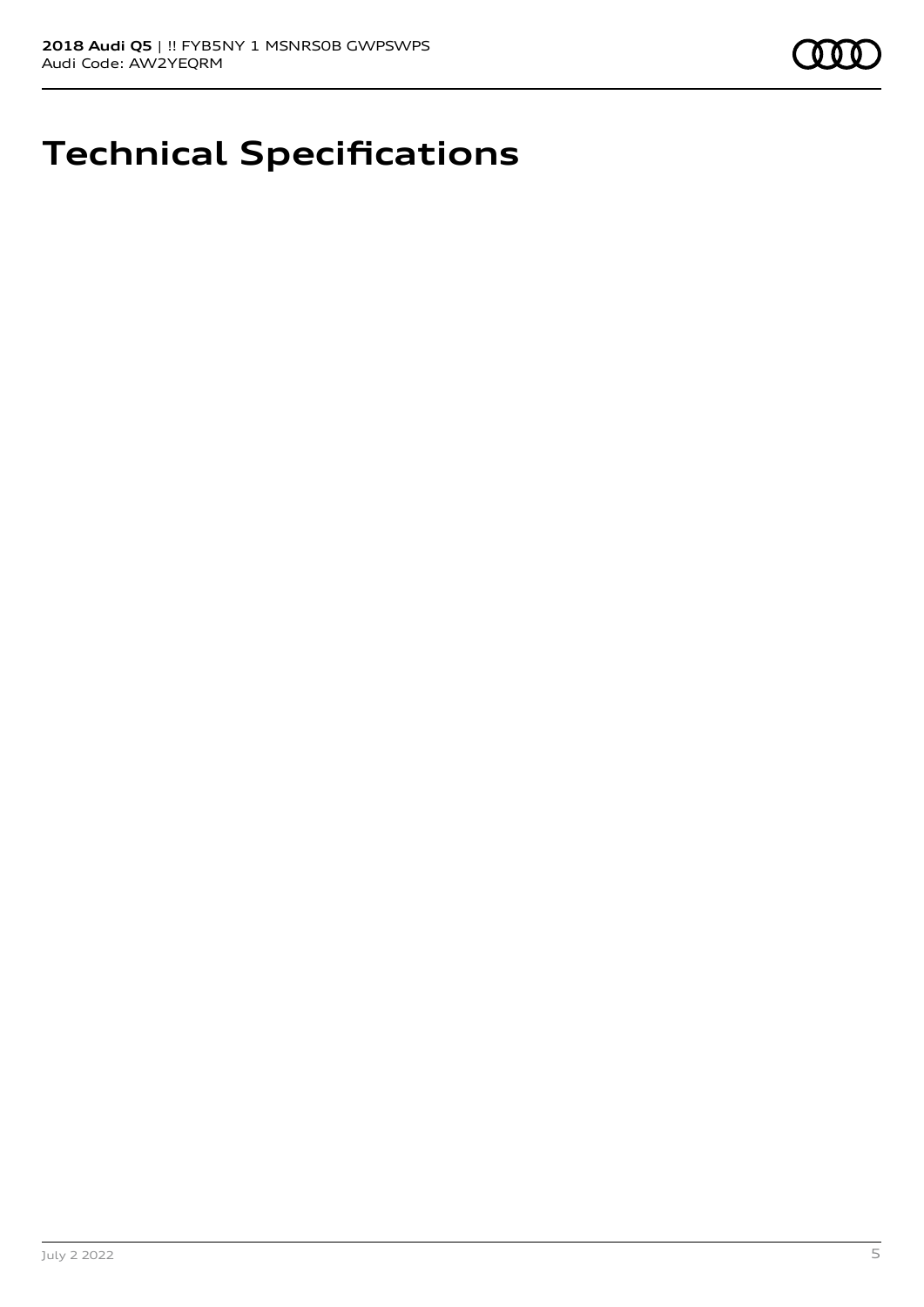# Technical Specifications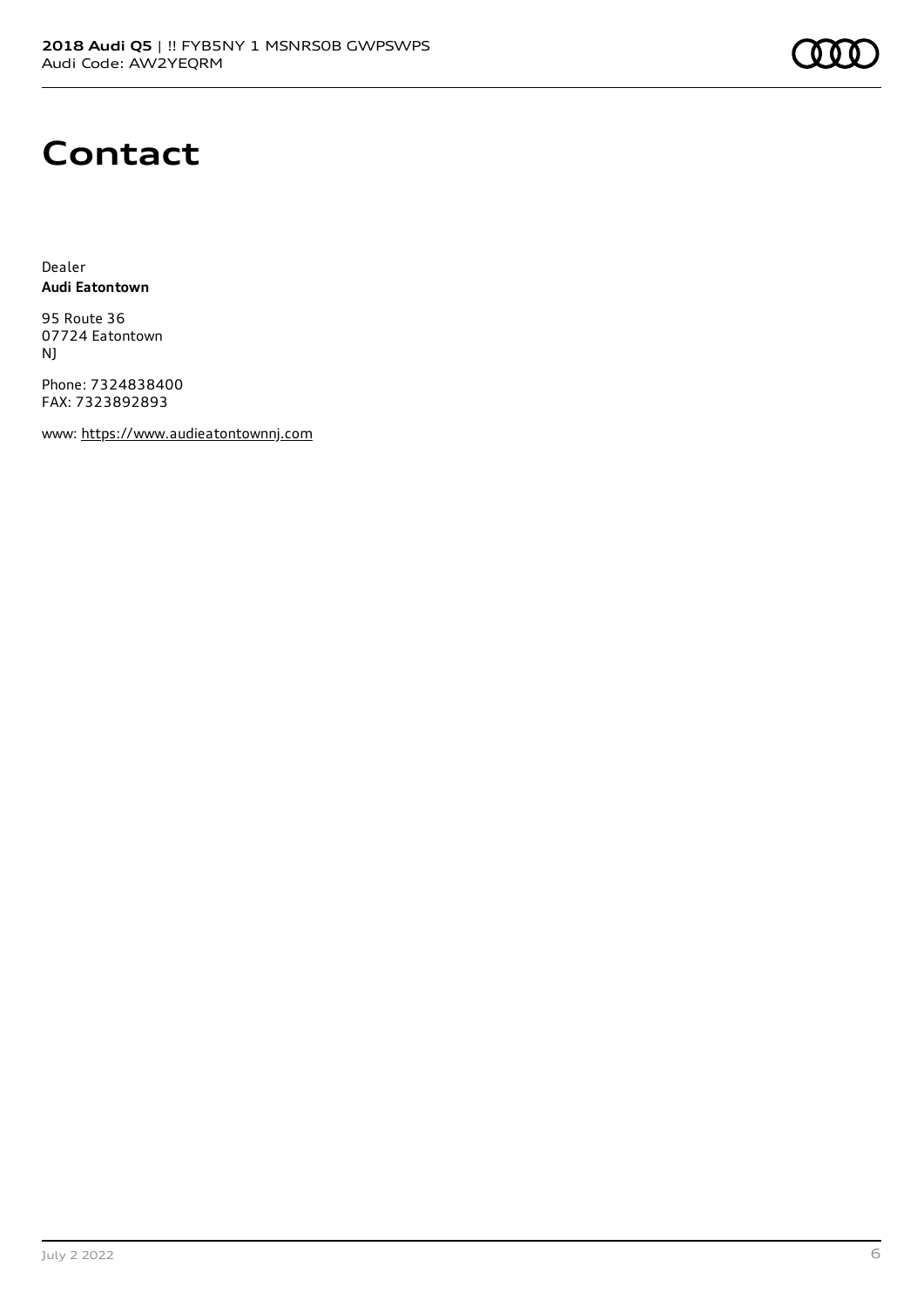# Contact

Dealer
**Audi Eatontown**

95 Route 36
07724 Eatontown
NJ

Phone: 7324838400
FAX: 7323892893

www: https://www.audieatontownnj.com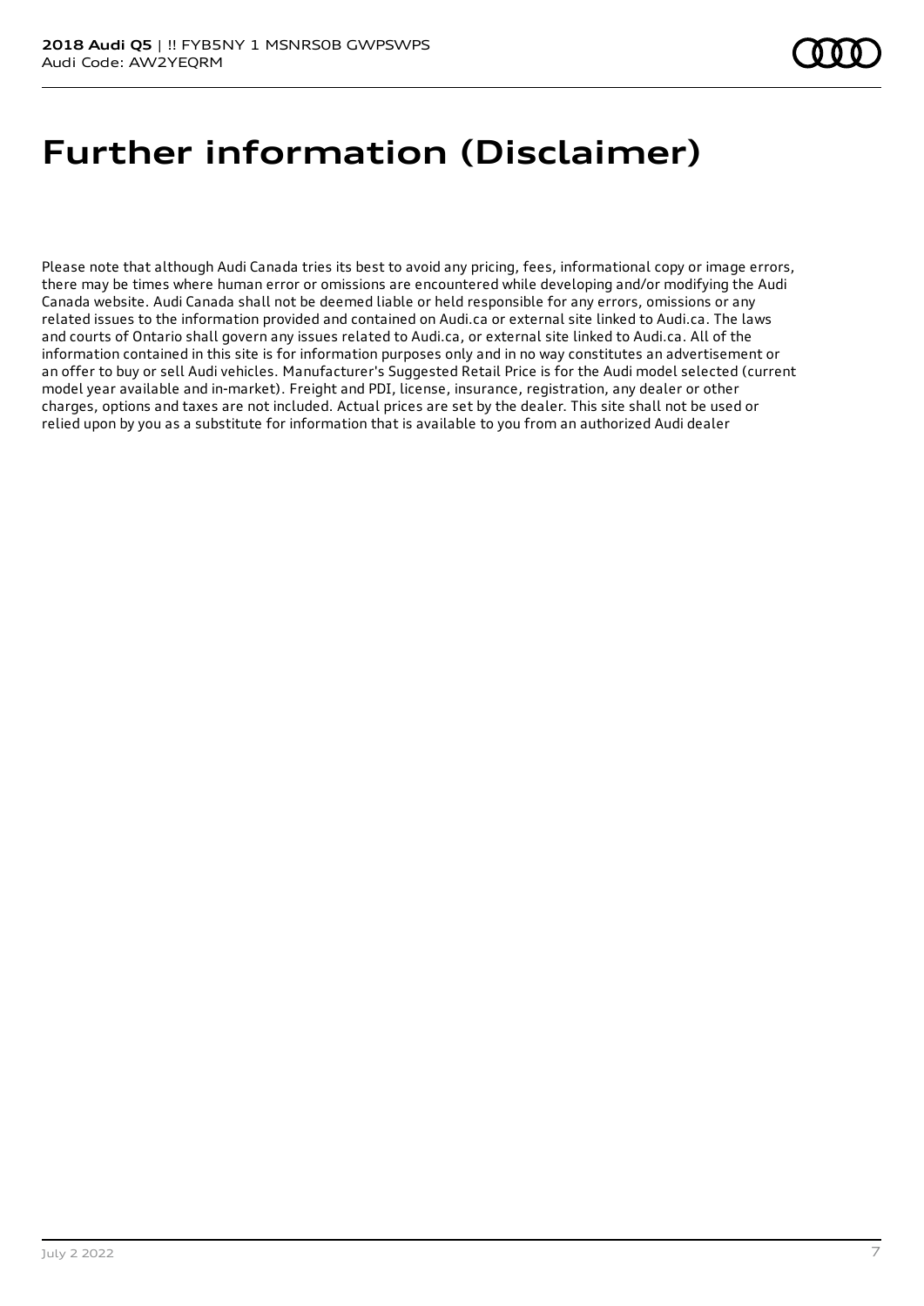# Further information (Disclaimer)

Please note that although Audi Canada tries its best to avoid any pricing, fees, informational copy or image errors, there may be times where human error or omissions are encountered while developing and/or modifying the Audi Canada website. Audi Canada shall not be deemed liable or held responsible for any errors, omissions or any related issues to the information provided and contained on Audi.ca or external site linked to Audi.ca. The laws and courts of Ontario shall govern any issues related to Audi.ca, or external site linked to Audi.ca. All of the information contained in this site is for information purposes only and in no way constitutes an advertisement or an offer to buy or sell Audi vehicles. Manufacturer's Suggested Retail Price is for the Audi model selected (current model year available and in-market). Freight and PDI, license, insurance, registration, any dealer or other charges, options and taxes are not included. Actual prices are set by the dealer. This site shall not be used or relied upon by you as a substitute for information that is available to you from an authorized Audi dealer